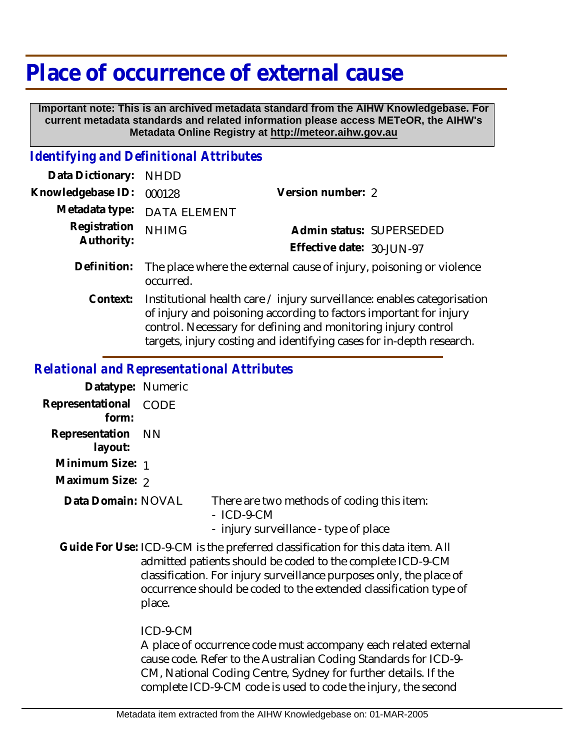# Place of occurrence of external cause

**Important note: This is an archived metadata standard from the AIHW Knowledgebase. For current metadata standards and related information please access METeOR, the AIHW's Metadata Online Registry at http://meteor.aihw.gov.au**

## *Identifying and Definitional Attributes*

| | | | |
|---|---|---|---|
| **Data Dictionary:** | NHDD | | |
| **Knowledgebase ID:** | 000128 | **Version number:** | 2 |
| **Metadata type:** | DATA ELEMENT | | |
| **Registration Authority:** | NHIMG | **Admin status:** | SUPERSEDED |
| | | **Effective date:** | 30-JUN-97 |

**Definition:** The place where the external cause of injury, poisoning or violence occurred.

**Context:** Institutional health care / injury surveillance: enables categorisation of injury and poisoning according to factors important for injury control. Necessary for defining and monitoring injury control targets, injury costing and identifying cases for in-depth research.

## *Relational and Representational Attributes*

**Datatype:** Numeric

**Representational form:** CODE

**Representation layout:** NN

**Minimum Size:** 1

**Maximum Size:** 2

**Data Domain:** NOVAL

There are two methods of coding this item:
- ICD-9-CM
- injury surveillance - type of place

**Guide For Use:** ICD-9-CM is the preferred classification for this data item. All admitted patients should be coded to the complete ICD-9-CM classification. For injury surveillance purposes only, the place of occurrence should be coded to the extended classification type of place.

ICD-9-CM

A place of occurrence code must accompany each related external cause code. Refer to the Australian Coding Standards for ICD-9-CM, National Coding Centre, Sydney for further details. If the complete ICD-9-CM code is used to code the injury, the second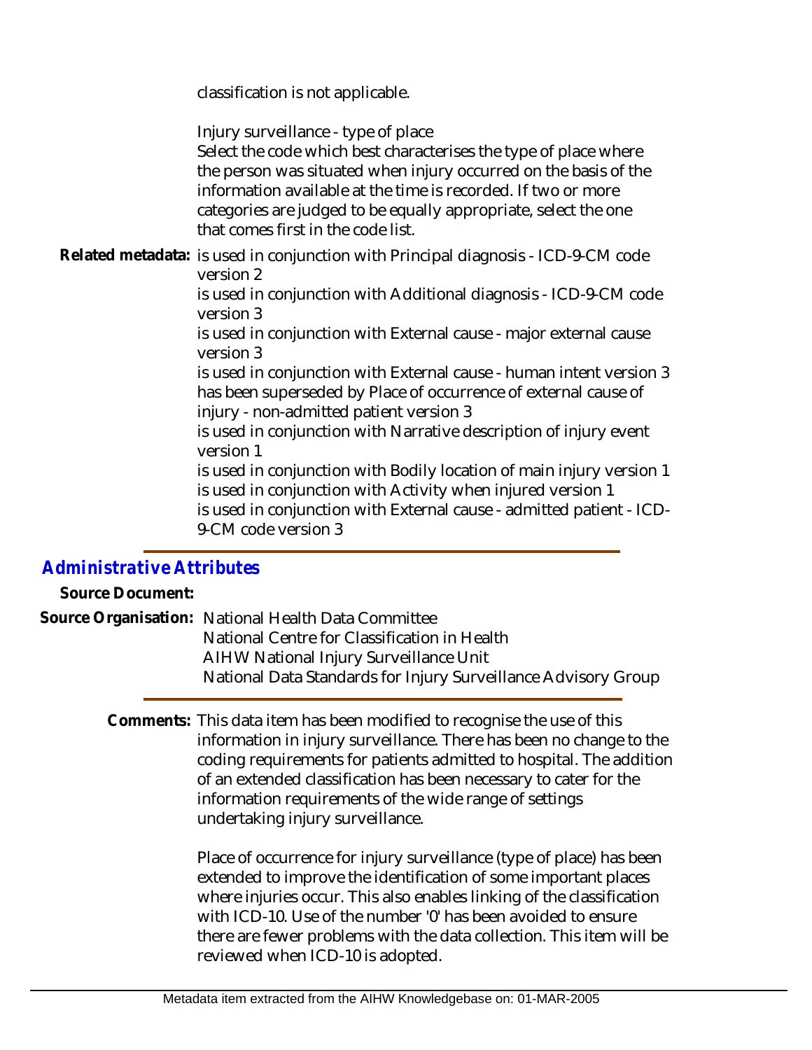classification is not applicable.

Injury surveillance - type of place
Select the code which best characterises the type of place where the person was situated when injury occurred on the basis of the information available at the time is recorded. If two or more categories are judged to be equally appropriate, select the one that comes first in the code list.

**Related metadata:** is used in conjunction with Principal diagnosis - ICD-9-CM code version 2
is used in conjunction with Additional diagnosis - ICD-9-CM code version 3
is used in conjunction with External cause - major external cause version 3
is used in conjunction with External cause - human intent version 3
has been superseded by Place of occurrence of external cause of injury - non-admitted patient version 3
is used in conjunction with Narrative description of injury event version 1
is used in conjunction with Bodily location of main injury version 1
is used in conjunction with Activity when injured version 1
is used in conjunction with External cause - admitted patient - ICD-9-CM code version 3

## *Administrative Attributes*

**Source Document:**

**Source Organisation:** National Health Data Committee
National Centre for Classification in Health
AIHW National Injury Surveillance Unit
National Data Standards for Injury Surveillance Advisory Group

**Comments:** This data item has been modified to recognise the use of this information in injury surveillance. There has been no change to the coding requirements for patients admitted to hospital. The addition of an extended classification has been necessary to cater for the information requirements of the wide range of settings undertaking injury surveillance.

Place of occurrence for injury surveillance (type of place) has been extended to improve the identification of some important places where injuries occur. This also enables linking of the classification with ICD-10. Use of the number '0' has been avoided to ensure there are fewer problems with the data collection. This item will be reviewed when ICD-10 is adopted.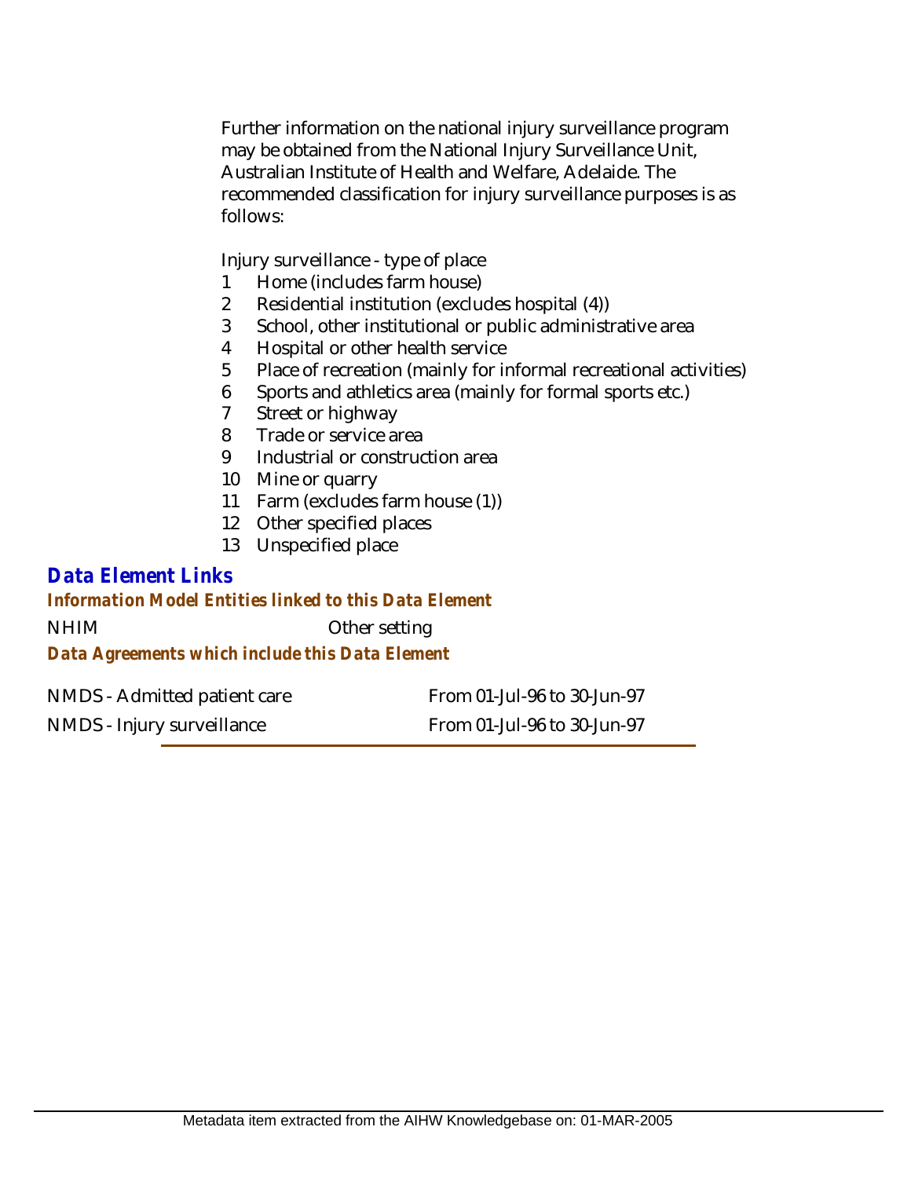Further information on the national injury surveillance program may be obtained from the National Injury Surveillance Unit, Australian Institute of Health and Welfare, Adelaide. The recommended classification for injury surveillance purposes is as follows:

Injury surveillance - type of place

1. Home (includes farm house)
2. Residential institution (excludes hospital (4))
3. School, other institutional or public administrative area
4. Hospital or other health service
5. Place of recreation (mainly for informal recreational activities)
6. Sports and athletics area (mainly for formal sports etc.)
7. Street or highway
8. Trade or service area
9. Industrial or construction area
10. Mine or quarry
11. Farm (excludes farm house (1))
12. Other specified places
13. Unspecified place

## Data Element Links

### Information Model Entities linked to this Data Element

| | |
|---|---|
| NHIM | Other setting |

### Data Agreements which include this Data Element

| | |
|---|---|
| NMDS - Admitted patient care | From 01-Jul-96 to 30-Jun-97 |
| NMDS - Injury surveillance | From 01-Jul-96 to 30-Jun-97 |